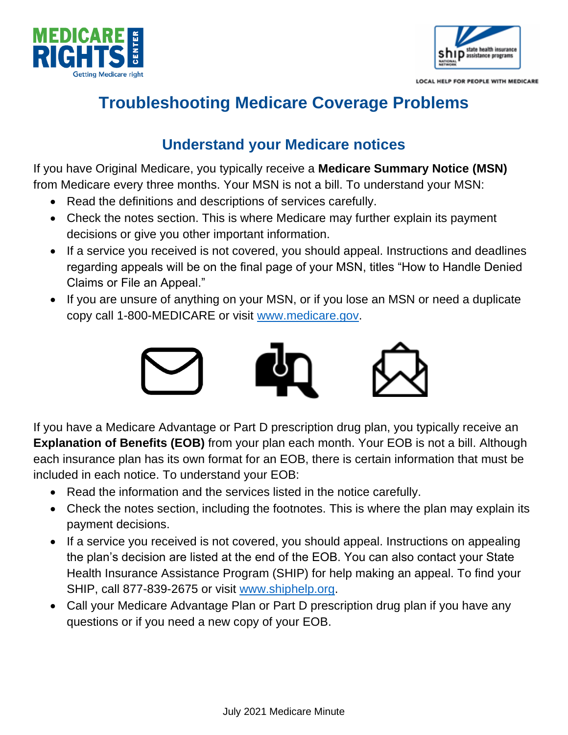# Troubleshooting Medicare Coverage Problems

## Understand your Medicare notices

If you have Original Medicare, you typically receive a **Medicare Summary Notice (MSN)** from Medicare every three months. Your MSN is not a bill. To understand your MSN:

- Read the definitions and descriptions of services carefully.
- Check the notes section. This is where Medicare may further explain its payment decisions or give you other important information.
- If a service you received is not covered, you should appeal. Instructions and deadlines regarding appeals will be on the final page of your MSN, titles "How to Handle Denied Claims or File an Appeal."
- If you are unsure of anything on your MSN, or if you lose an MSN or need a duplicate copy call 1-800-MEDICARE or visit www.medicare.gov.

If you have a Medicare Advantage or Part D prescription drug plan, you typically receive an **Explanation of Benefits (EOB)** from your plan each month. Your EOB is not a bill. Although each insurance plan has its own format for an EOB, there is certain information that must be included in each notice. To understand your EOB:

- Read the information and the services listed in the notice carefully.
- Check the notes section, including the footnotes. This is where the plan may explain its payment decisions.
- If a service you received is not covered, you should appeal. Instructions on appealing the plan's decision are listed at the end of the EOB. You can also contact your State Health Insurance Assistance Program (SHIP) for help making an appeal. To find your SHIP, call 877-839-2675 or visit www.shiphelp.org.
- Call your Medicare Advantage Plan or Part D prescription drug plan if you have any questions or if you need a new copy of your EOB.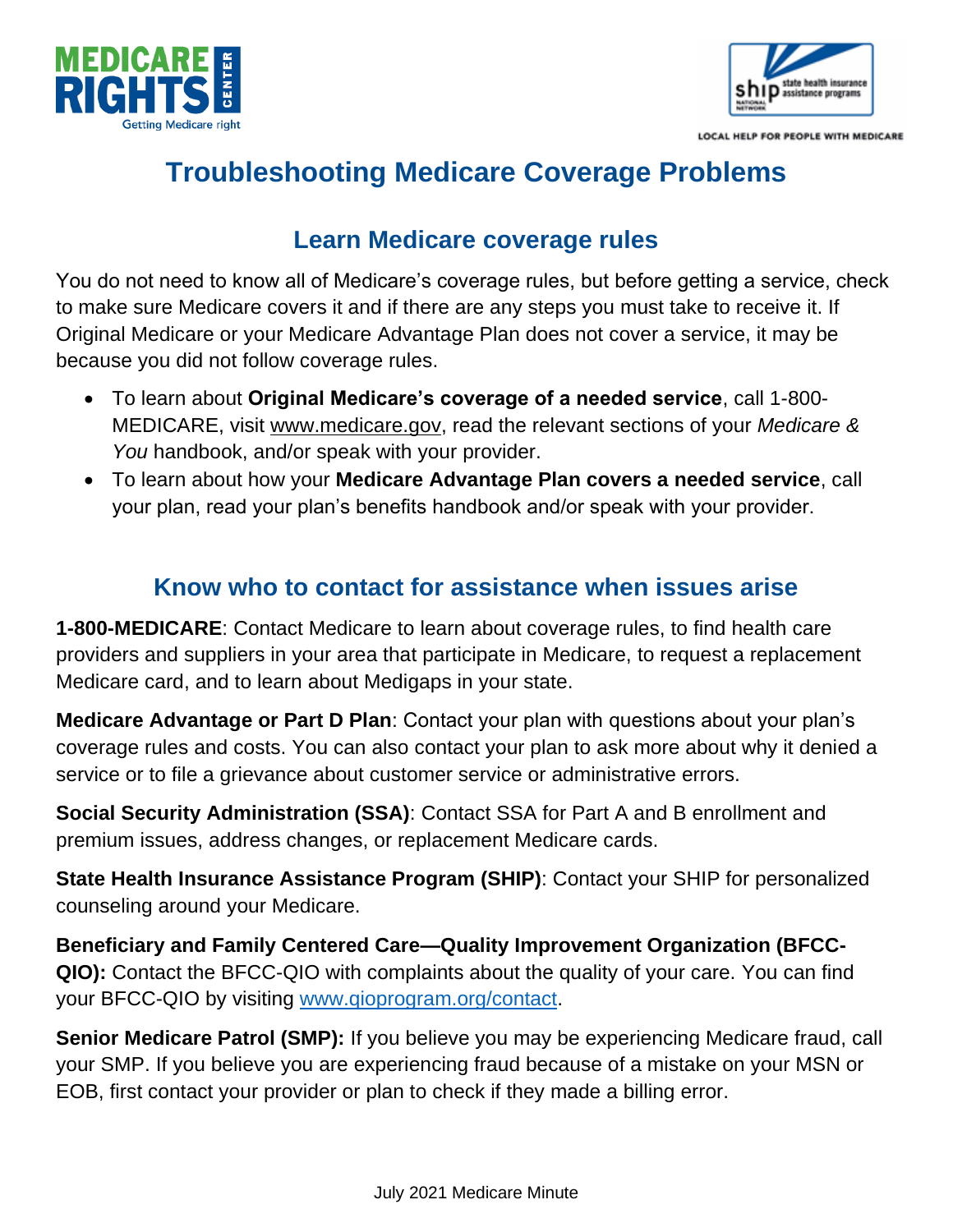# Troubleshooting Medicare Coverage Problems

## Learn Medicare coverage rules

You do not need to know all of Medicare's coverage rules, but before getting a service, check to make sure Medicare covers it and if there are any steps you must take to receive it. If Original Medicare or your Medicare Advantage Plan does not cover a service, it may be because you did not follow coverage rules.

- To learn about **Original Medicare's coverage of a needed service**, call 1-800-MEDICARE, visit www.medicare.gov, read the relevant sections of your *Medicare & You* handbook, and/or speak with your provider.
- To learn about how your **Medicare Advantage Plan covers a needed service**, call your plan, read your plan's benefits handbook and/or speak with your provider.

## Know who to contact for assistance when issues arise

**1-800-MEDICARE**: Contact Medicare to learn about coverage rules, to find health care providers and suppliers in your area that participate in Medicare, to request a replacement Medicare card, and to learn about Medigaps in your state.

**Medicare Advantage or Part D Plan**: Contact your plan with questions about your plan's coverage rules and costs. You can also contact your plan to ask more about why it denied a service or to file a grievance about customer service or administrative errors.

**Social Security Administration (SSA)**: Contact SSA for Part A and B enrollment and premium issues, address changes, or replacement Medicare cards.

**State Health Insurance Assistance Program (SHIP)**: Contact your SHIP for personalized counseling around your Medicare.

**Beneficiary and Family Centered Care—Quality Improvement Organization (BFCC-QIO):** Contact the BFCC-QIO with complaints about the quality of your care. You can find your BFCC-QIO by visiting www.qioprogram.org/contact.

**Senior Medicare Patrol (SMP):** If you believe you may be experiencing Medicare fraud, call your SMP. If you believe you are experiencing fraud because of a mistake on your MSN or EOB, first contact your provider or plan to check if they made a billing error.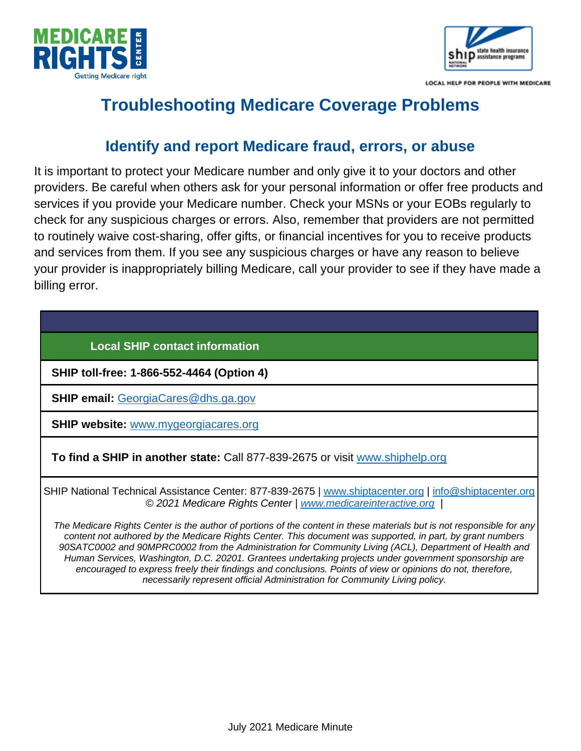# Troubleshooting Medicare Coverage Problems

## Identify and report Medicare fraud, errors, or abuse

It is important to protect your Medicare number and only give it to your doctors and other providers. Be careful when others ask for your personal information or offer free products and services if you provide your Medicare number. Check your MSNs or your EOBs regularly to check for any suspicious charges or errors. Also, remember that providers are not permitted to routinely waive cost-sharing, offer gifts, or financial incentives for you to receive products and services from them. If you see any suspicious charges or have any reason to believe your provider is inappropriately billing Medicare, call your provider to see if they have made a billing error.

| |
|---|
| **Local SHIP contact information** |
| **SHIP toll-free: 1-866-552-4464 (Option 4)** |
| **SHIP email:** GeorgiaCares@dhs.ga.gov |
| **SHIP website:** www.mygeorgiacares.org |
| **To find a SHIP in another state:** Call 877-839-2675 or visit www.shiphelp.org |

SHIP National Technical Assistance Center: 877-839-2675 | www.shiptacenter.org | info@shiptacenter.org
*© 2021 Medicare Rights Center | www.medicareinteractive.org* |

*The Medicare Rights Center is the author of portions of the content in these materials but is not responsible for any content not authored by the Medicare Rights Center. This document was supported, in part, by grant numbers 90SATC0002 and 90MPRC0002 from the Administration for Community Living (ACL), Department of Health and Human Services, Washington, D.C. 20201. Grantees undertaking projects under government sponsorship are encouraged to express freely their findings and conclusions. Points of view or opinions do not, therefore, necessarily represent official Administration for Community Living policy.*

July 2021 Medicare Minute